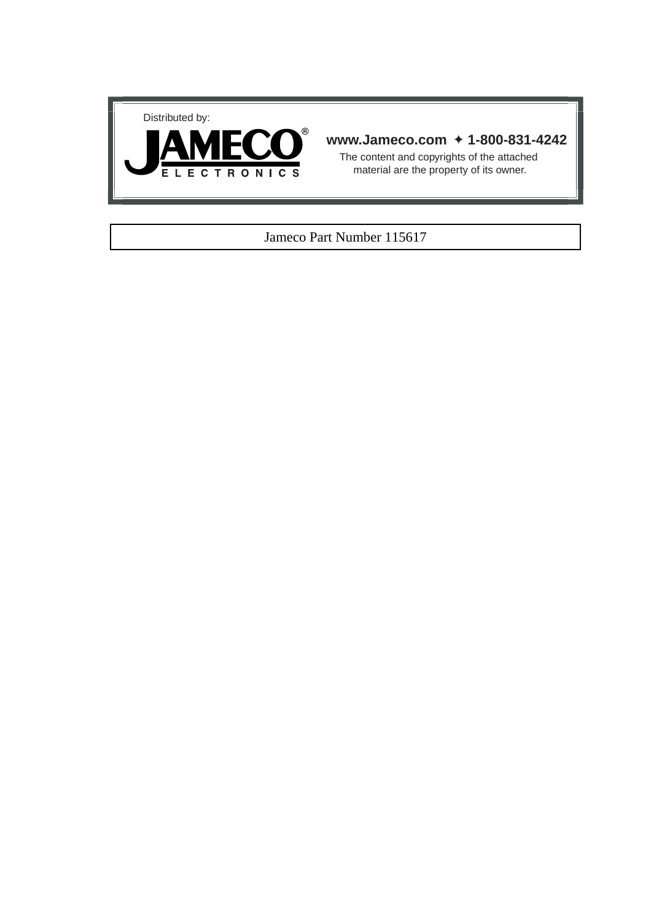Distributed by:

**JAMECO®**
**ELECTRONICS**

**www.Jameco.com ✦ 1-800-831-4242**

The content and copyrights of the attached material are the property of its owner.

Jameco Part Number 115617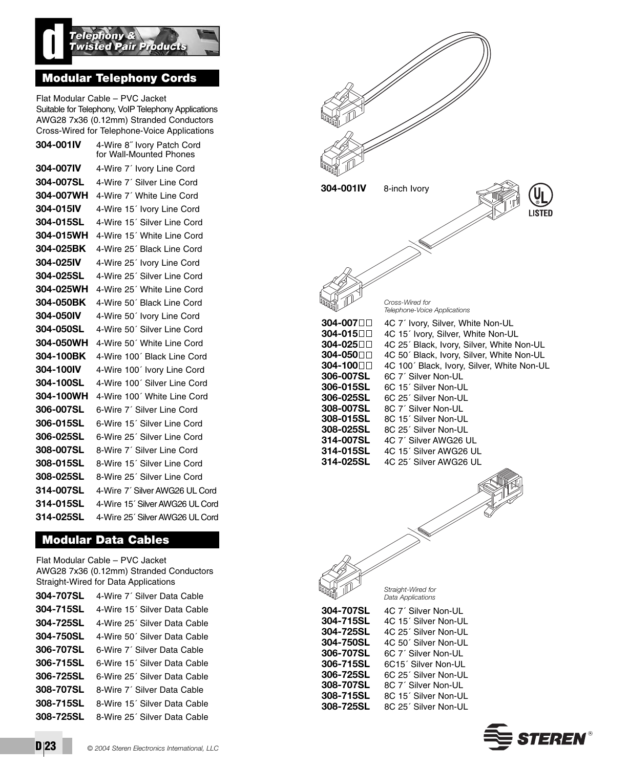## Telephony & Twisted Pair Products

## Modular Telephony Cords

Flat Modular Cable – PVC Jacket
Suitable for Telephony, VoIP Telephony Applications
AWG28 7x36 (0.12mm) Stranded Conductors
Cross-Wired for Telephone-Voice Applications

| | |
|---|---|
| **304-001IV** | 4-Wire 8˝ Ivory Patch Cord for Wall-Mounted Phones |
| **304-007IV** | 4-Wire 7´ Ivory Line Cord |
| **304-007SL** | 4-Wire 7´ Silver Line Cord |
| **304-007WH** | 4-Wire 7´ White Line Cord |
| **304-015IV** | 4-Wire 15´ Ivory Line Cord |
| **304-015SL** | 4-Wire 15´ Silver Line Cord |
| **304-015WH** | 4-Wire 15´ White Line Cord |
| **304-025BK** | 4-Wire 25´ Black Line Cord |
| **304-025IV** | 4-Wire 25´ Ivory Line Cord |
| **304-025SL** | 4-Wire 25´ Silver Line Cord |
| **304-025WH** | 4-Wire 25´ White Line Cord |
| **304-050BK** | 4-Wire 50´ Black Line Cord |
| **304-050IV** | 4-Wire 50´ Ivory Line Cord |
| **304-050SL** | 4-Wire 50´ Silver Line Cord |
| **304-050WH** | 4-Wire 50´ White Line Cord |
| **304-100BK** | 4-Wire 100´ Black Line Cord |
| **304-100IV** | 4-Wire 100´ Ivory Line Cord |
| **304-100SL** | 4-Wire 100´ Silver Line Cord |
| **304-100WH** | 4-Wire 100´ White Line Cord |
| **306-007SL** | 6-Wire 7´ Silver Line Cord |
| **306-015SL** | 6-Wire 15´ Silver Line Cord |
| **306-025SL** | 6-Wire 25´ Silver Line Cord |
| **308-007SL** | 8-Wire 7´ Silver Line Cord |
| **308-015SL** | 8-Wire 15´ Silver Line Cord |
| **308-025SL** | 8-Wire 25´ Silver Line Cord |
| **314-007SL** | 4-Wire 7´ Silver AWG26 UL Cord |
| **314-015SL** | 4-Wire 15´ Silver AWG26 UL Cord |
| **314-025SL** | 4-Wire 25´ Silver AWG26 UL Cord |

**304-001IV** 8-inch Ivory

UL LISTED

*Cross-Wired for Telephone-Voice Applications*

| | |
|---|---|
| **304-007□□** | 4C 7´ Ivory, Silver, White Non-UL |
| **304-015□□** | 4C 15´ Ivory, Silver, White Non-UL |
| **304-025□□** | 4C 25´ Black, Ivory, Silver, White Non-UL |
| **304-050□□** | 4C 50´ Black, Ivory, Silver, White Non-UL |
| **304-100□□** | 4C 100´ Black, Ivory, Silver, White Non-UL |
| **306-007SL** | 6C 7´ Silver Non-UL |
| **306-015SL** | 6C 15´ Silver Non-UL |
| **306-025SL** | 6C 25´ Silver Non-UL |
| **308-007SL** | 8C 7´ Silver Non-UL |
| **308-015SL** | 8C 15´ Silver Non-UL |
| **308-025SL** | 8C 25´ Silver Non-UL |
| **314-007SL** | 4C 7´ Silver AWG26 UL |
| **314-015SL** | 4C 15´ Silver AWG26 UL |
| **314-025SL** | 4C 25´ Silver AWG26 UL |

## Modular Data Cables

Flat Modular Cable – PVC Jacket
AWG28 7x36 (0.12mm) Stranded Conductors
Straight-Wired for Data Applications

| | |
|---|---|
| **304-707SL** | 4-Wire 7´ Silver Data Cable |
| **304-715SL** | 4-Wire 15´ Silver Data Cable |
| **304-725SL** | 4-Wire 25´ Silver Data Cable |
| **304-750SL** | 4-Wire 50´ Silver Data Cable |
| **306-707SL** | 6-Wire 7´ Silver Data Cable |
| **306-715SL** | 6-Wire 15´ Silver Data Cable |
| **306-725SL** | 6-Wire 25´ Silver Data Cable |
| **308-707SL** | 8-Wire 7´ Silver Data Cable |
| **308-715SL** | 8-Wire 15´ Silver Data Cable |
| **308-725SL** | 8-Wire 25´ Silver Data Cable |

*Straight-Wired for Data Applications*

| | |
|---|---|
| **304-707SL** | 4C 7´ Silver Non-UL |
| **304-715SL** | 4C 15´ Silver Non-UL |
| **304-725SL** | 4C 25´ Silver Non-UL |
| **304-750SL** | 4C 50´ Silver Non-UL |
| **306-707SL** | 6C 7´ Silver Non-UL |
| **306-715SL** | 6C15´ Silver Non-UL |
| **306-725SL** | 6C 25´ Silver Non-UL |
| **308-707SL** | 8C 7´ Silver Non-UL |
| **308-715SL** | 8C 15´ Silver Non-UL |
| **308-725SL** | 8C 25´ Silver Non-UL |

© 2004 Steren Electronics International, LLC

STEREN®